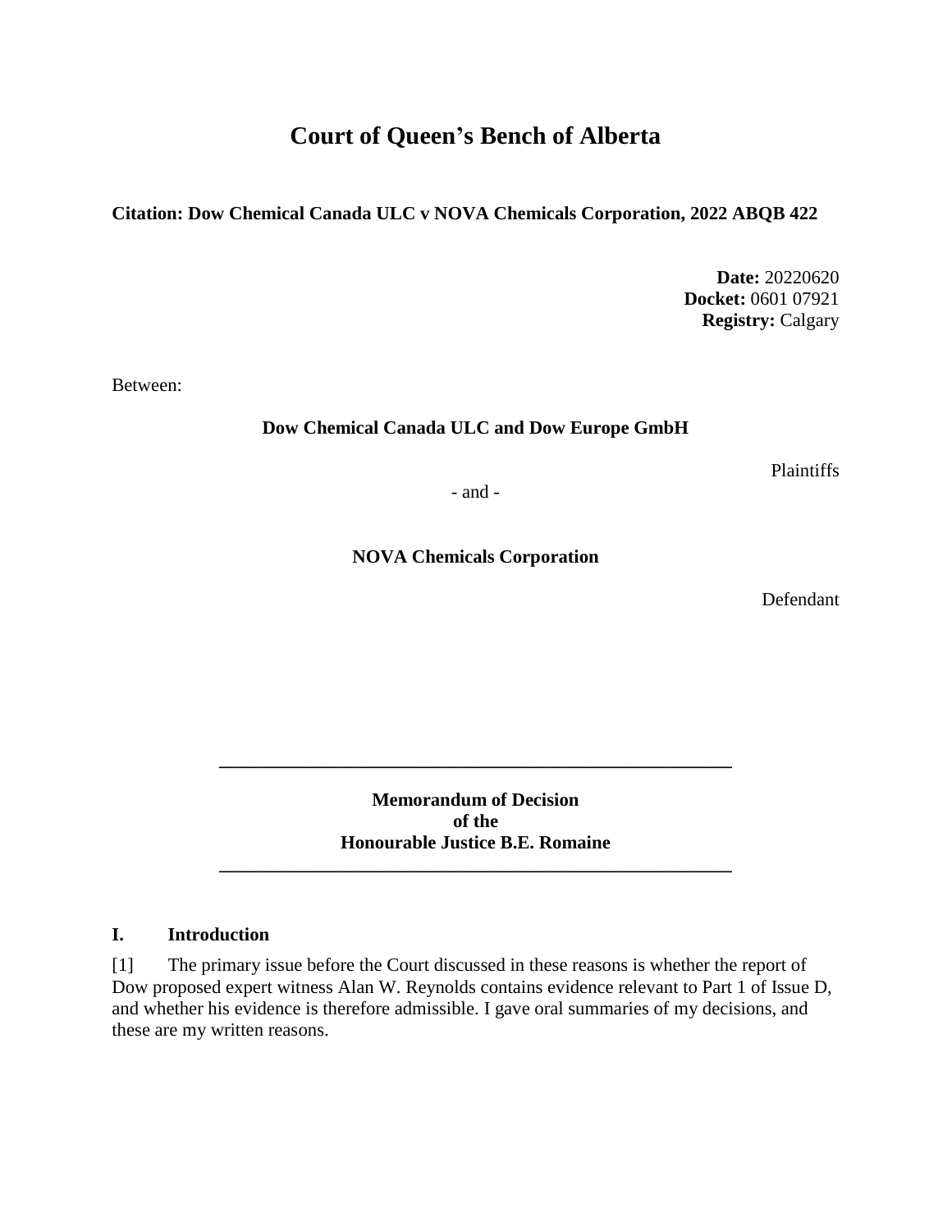# Court of Queen's Bench of Alberta

**Citation: Dow Chemical Canada ULC v NOVA Chemicals Corporation, 2022 ABQB 422**

**Date:** 20220620
**Docket:** 0601 07921
**Registry:** Calgary

Between:

**Dow Chemical Canada ULC and Dow Europe GmbH**

Plaintiffs

\- and -

**NOVA Chemicals Corporation**

Defendant

---

**Memorandum of Decision**
**of the**
**Honourable Justice B.E. Romaine**

---

## I. Introduction

[1] The primary issue before the Court discussed in these reasons is whether the report of Dow proposed expert witness Alan W. Reynolds contains evidence relevant to Part 1 of Issue D, and whether his evidence is therefore admissible. I gave oral summaries of my decisions, and these are my written reasons.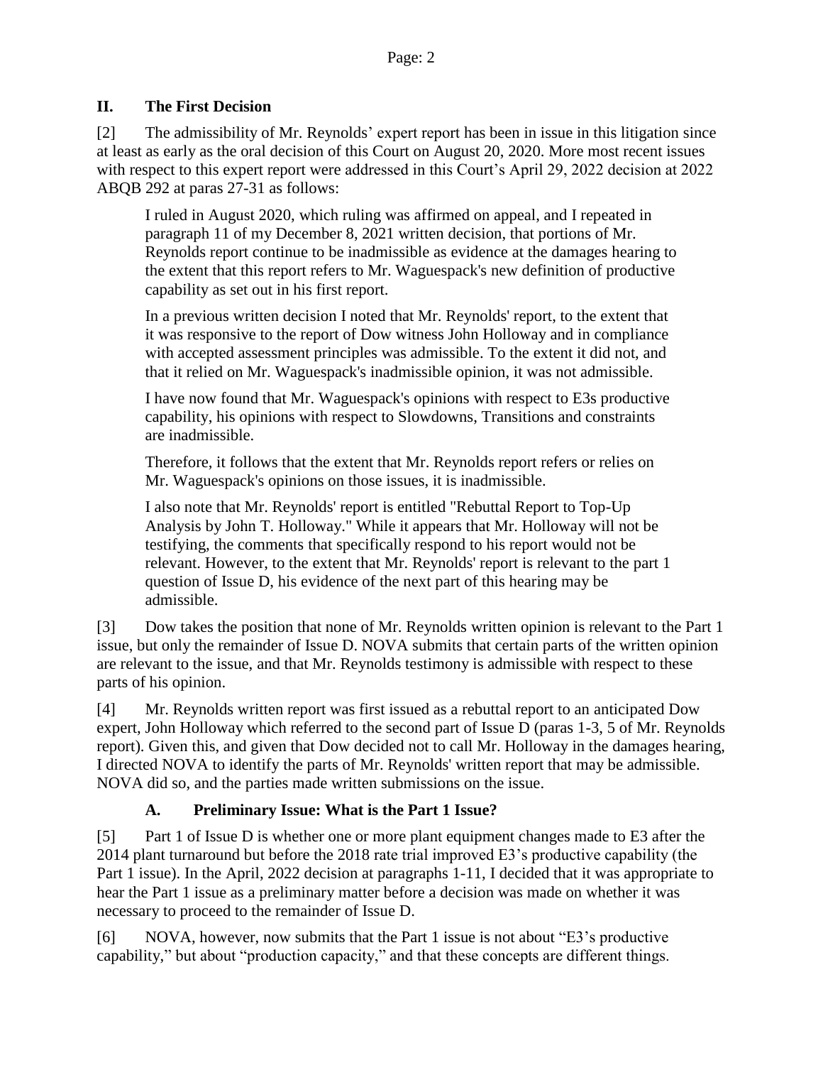## II. The First Decision

[2] The admissibility of Mr. Reynolds' expert report has been in issue in this litigation since at least as early as the oral decision of this Court on August 20, 2020. More most recent issues with respect to this expert report were addressed in this Court's April 29, 2022 decision at 2022 ABQB 292 at paras 27-31 as follows:

> I ruled in August 2020, which ruling was affirmed on appeal, and I repeated in paragraph 11 of my December 8, 2021 written decision, that portions of Mr. Reynolds report continue to be inadmissible as evidence at the damages hearing to the extent that this report refers to Mr. Waguespack's new definition of productive capability as set out in his first report.
>
> In a previous written decision I noted that Mr. Reynolds' report, to the extent that it was responsive to the report of Dow witness John Holloway and in compliance with accepted assessment principles was admissible. To the extent it did not, and that it relied on Mr. Waguespack's inadmissible opinion, it was not admissible.
>
> I have now found that Mr. Waguespack's opinions with respect to E3s productive capability, his opinions with respect to Slowdowns, Transitions and constraints are inadmissible.
>
> Therefore, it follows that the extent that Mr. Reynolds report refers or relies on Mr. Waguespack's opinions on those issues, it is inadmissible.
>
> I also note that Mr. Reynolds' report is entitled "Rebuttal Report to Top-Up Analysis by John T. Holloway." While it appears that Mr. Holloway will not be testifying, the comments that specifically respond to his report would not be relevant. However, to the extent that Mr. Reynolds' report is relevant to the part 1 question of Issue D, his evidence of the next part of this hearing may be admissible.

[3] Dow takes the position that none of Mr. Reynolds written opinion is relevant to the Part 1 issue, but only the remainder of Issue D. NOVA submits that certain parts of the written opinion are relevant to the issue, and that Mr. Reynolds testimony is admissible with respect to these parts of his opinion.

[4] Mr. Reynolds written report was first issued as a rebuttal report to an anticipated Dow expert, John Holloway which referred to the second part of Issue D (paras 1-3, 5 of Mr. Reynolds report). Given this, and given that Dow decided not to call Mr. Holloway in the damages hearing, I directed NOVA to identify the parts of Mr. Reynolds' written report that may be admissible. NOVA did so, and the parties made written submissions on the issue.

### A. Preliminary Issue: What is the Part 1 Issue?

[5] Part 1 of Issue D is whether one or more plant equipment changes made to E3 after the 2014 plant turnaround but before the 2018 rate trial improved E3's productive capability (the Part 1 issue). In the April, 2022 decision at paragraphs 1-11, I decided that it was appropriate to hear the Part 1 issue as a preliminary matter before a decision was made on whether it was necessary to proceed to the remainder of Issue D.

[6] NOVA, however, now submits that the Part 1 issue is not about "E3's productive capability," but about "production capacity," and that these concepts are different things.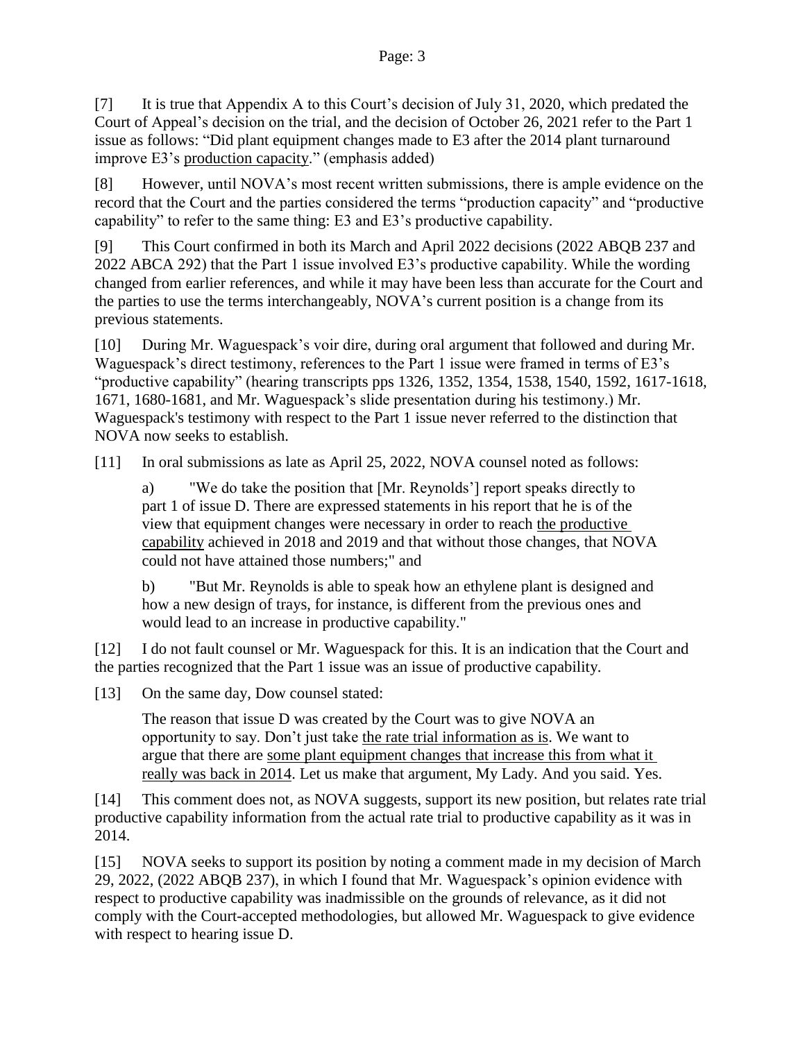[7] It is true that Appendix A to this Court's decision of July 31, 2020, which predated the Court of Appeal's decision on the trial, and the decision of October 26, 2021 refer to the Part 1 issue as follows: "Did plant equipment changes made to E3 after the 2014 plant turnaround improve E3's <u>production capacity</u>." (emphasis added)

[8] However, until NOVA's most recent written submissions, there is ample evidence on the record that the Court and the parties considered the terms "production capacity" and "productive capability" to refer to the same thing: E3 and E3's productive capability.

[9] This Court confirmed in both its March and April 2022 decisions (2022 ABQB 237 and 2022 ABCA 292) that the Part 1 issue involved E3's productive capability. While the wording changed from earlier references, and while it may have been less than accurate for the Court and the parties to use the terms interchangeably, NOVA's current position is a change from its previous statements.

[10] During Mr. Waguespack's voir dire, during oral argument that followed and during Mr. Waguespack's direct testimony, references to the Part 1 issue were framed in terms of E3's "productive capability" (hearing transcripts pps 1326, 1352, 1354, 1538, 1540, 1592, 1617-1618, 1671, 1680-1681, and Mr. Waguespack's slide presentation during his testimony.) Mr. Waguespack's testimony with respect to the Part 1 issue never referred to the distinction that NOVA now seeks to establish.

[11] In oral submissions as late as April 25, 2022, NOVA counsel noted as follows:

> a) "We do take the position that [Mr. Reynolds'] report speaks directly to part 1 of issue D. There are expressed statements in his report that he is of the view that equipment changes were necessary in order to reach <u>the productive capability</u> achieved in 2018 and 2019 and that without those changes, that NOVA could not have attained those numbers;" and
>
> b) "But Mr. Reynolds is able to speak how an ethylene plant is designed and how a new design of trays, for instance, is different from the previous ones and would lead to an increase in productive capability."

[12] I do not fault counsel or Mr. Waguespack for this. It is an indication that the Court and the parties recognized that the Part 1 issue was an issue of productive capability.

[13] On the same day, Dow counsel stated:

> The reason that issue D was created by the Court was to give NOVA an opportunity to say. Don't just take <u>the rate trial information as is</u>. We want to argue that there are <u>some plant equipment changes that increase this from what it really was back in 2014</u>. Let us make that argument, My Lady. And you said. Yes.

[14] This comment does not, as NOVA suggests, support its new position, but relates rate trial productive capability information from the actual rate trial to productive capability as it was in 2014.

[15] NOVA seeks to support its position by noting a comment made in my decision of March 29, 2022, (2022 ABQB 237), in which I found that Mr. Waguespack's opinion evidence with respect to productive capability was inadmissible on the grounds of relevance, as it did not comply with the Court-accepted methodologies, but allowed Mr. Waguespack to give evidence with respect to hearing issue D.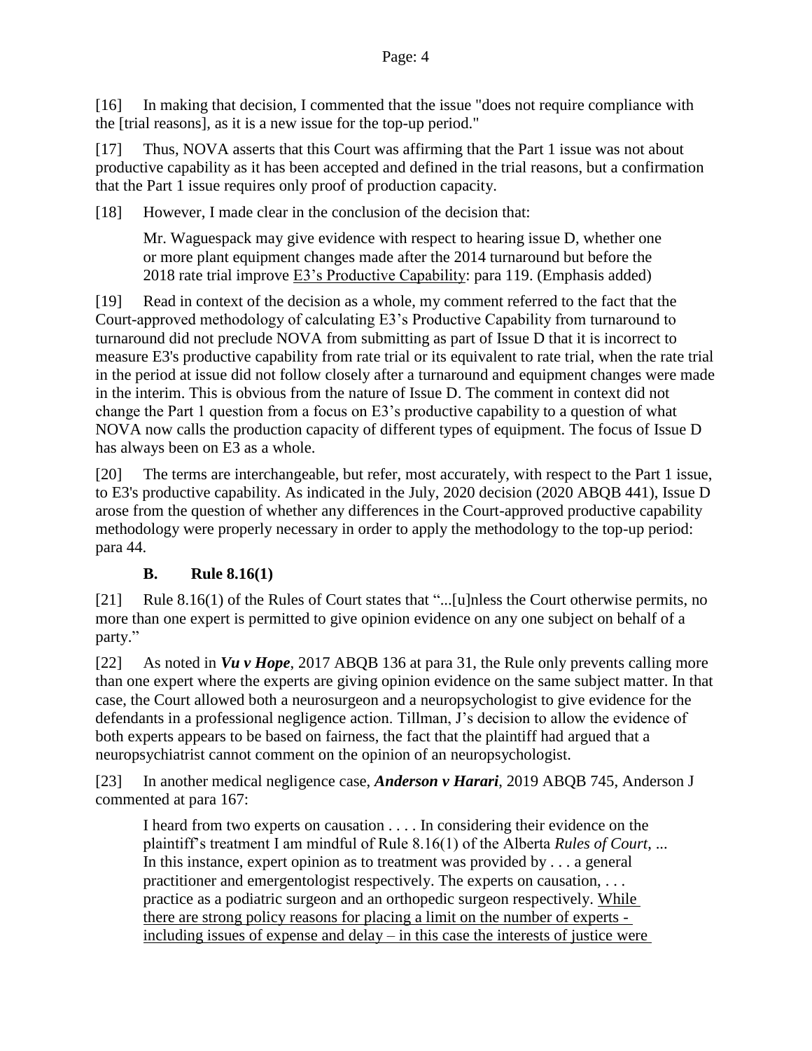[16] In making that decision, I commented that the issue "does not require compliance with the [trial reasons], as it is a new issue for the top-up period."

[17] Thus, NOVA asserts that this Court was affirming that the Part 1 issue was not about productive capability as it has been accepted and defined in the trial reasons, but a confirmation that the Part 1 issue requires only proof of production capacity.

[18] However, I made clear in the conclusion of the decision that:

> Mr. Waguespack may give evidence with respect to hearing issue D, whether one or more plant equipment changes made after the 2014 turnaround but before the 2018 rate trial improve <u>E3's Productive Capability</u>: para 119. (Emphasis added)

[19] Read in context of the decision as a whole, my comment referred to the fact that the Court-approved methodology of calculating E3's Productive Capability from turnaround to turnaround did not preclude NOVA from submitting as part of Issue D that it is incorrect to measure E3's productive capability from rate trial or its equivalent to rate trial, when the rate trial in the period at issue did not follow closely after a turnaround and equipment changes were made in the interim. This is obvious from the nature of Issue D. The comment in context did not change the Part 1 question from a focus on E3's productive capability to a question of what NOVA now calls the production capacity of different types of equipment. The focus of Issue D has always been on E3 as a whole.

[20] The terms are interchangeable, but refer, most accurately, with respect to the Part 1 issue, to E3's productive capability. As indicated in the July, 2020 decision (2020 ABQB 441), Issue D arose from the question of whether any differences in the Court-approved productive capability methodology were properly necessary in order to apply the methodology to the top-up period: para 44.

### B. Rule 8.16(1)

[21] Rule 8.16(1) of the Rules of Court states that "...[u]nless the Court otherwise permits, no more than one expert is permitted to give opinion evidence on any one subject on behalf of a party."

[22] As noted in ***Vu v Hope***, 2017 ABQB 136 at para 31, the Rule only prevents calling more than one expert where the experts are giving opinion evidence on the same subject matter. In that case, the Court allowed both a neurosurgeon and a neuropsychologist to give evidence for the defendants in a professional negligence action. Tillman, J's decision to allow the evidence of both experts appears to be based on fairness, the fact that the plaintiff had argued that a neuropsychiatrist cannot comment on the opinion of an neuropsychologist.

[23] In another medical negligence case, ***Anderson v Harari***, 2019 ABQB 745, Anderson J commented at para 167:

> I heard from two experts on causation . . . . In considering their evidence on the plaintiff's treatment I am mindful of Rule 8.16(1) of the Alberta *Rules of Court*, ... In this instance, expert opinion as to treatment was provided by . . . a general practitioner and emergentologist respectively. The experts on causation, . . . practice as a podiatric surgeon and an orthopedic surgeon respectively. <u>While there are strong policy reasons for placing a limit on the number of experts - including issues of expense and delay – in this case the interests of justice were</u>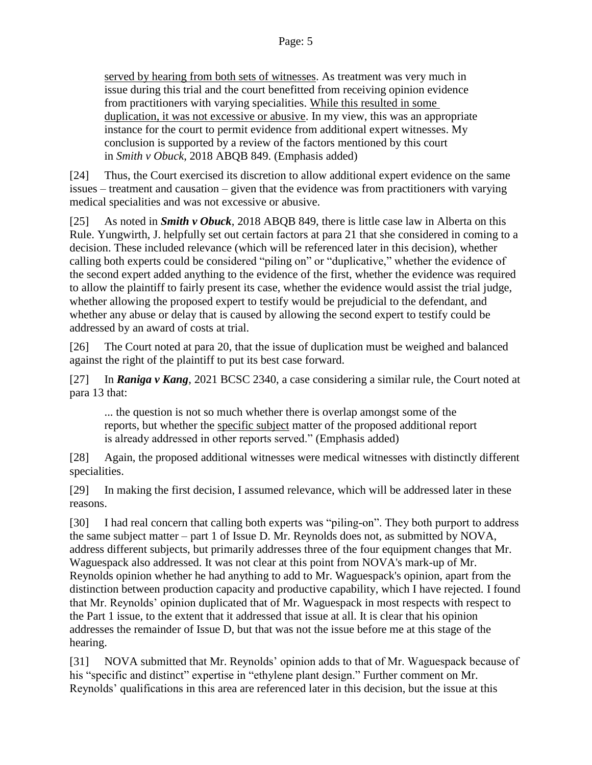> served by hearing from both sets of witnesses. As treatment was very much in issue during this trial and the court benefitted from receiving opinion evidence from practitioners with varying specialities. While this resulted in some duplication, it was not excessive or abusive. In my view, this was an appropriate instance for the court to permit evidence from additional expert witnesses. My conclusion is supported by a review of the factors mentioned by this court in *Smith v Obuck*, 2018 ABQB 849. (Emphasis added)

[24] Thus, the Court exercised its discretion to allow additional expert evidence on the same issues – treatment and causation – given that the evidence was from practitioners with varying medical specialities and was not excessive or abusive.

[25] As noted in ***Smith v Obuck***, 2018 ABQB 849, there is little case law in Alberta on this Rule. Yungwirth, J. helpfully set out certain factors at para 21 that she considered in coming to a decision. These included relevance (which will be referenced later in this decision), whether calling both experts could be considered "piling on" or "duplicative," whether the evidence of the second expert added anything to the evidence of the first, whether the evidence was required to allow the plaintiff to fairly present its case, whether the evidence would assist the trial judge, whether allowing the proposed expert to testify would be prejudicial to the defendant, and whether any abuse or delay that is caused by allowing the second expert to testify could be addressed by an award of costs at trial.

[26] The Court noted at para 20, that the issue of duplication must be weighed and balanced against the right of the plaintiff to put its best case forward.

[27] In ***Raniga v Kang***, 2021 BCSC 2340, a case considering a similar rule, the Court noted at para 13 that:

> ... the question is not so much whether there is overlap amongst some of the reports, but whether the specific subject matter of the proposed additional report is already addressed in other reports served." (Emphasis added)

[28] Again, the proposed additional witnesses were medical witnesses with distinctly different specialities.

[29] In making the first decision, I assumed relevance, which will be addressed later in these reasons.

[30] I had real concern that calling both experts was "piling-on". They both purport to address the same subject matter – part 1 of Issue D. Mr. Reynolds does not, as submitted by NOVA, address different subjects, but primarily addresses three of the four equipment changes that Mr. Waguespack also addressed. It was not clear at this point from NOVA's mark-up of Mr. Reynolds opinion whether he had anything to add to Mr. Waguespack's opinion, apart from the distinction between production capacity and productive capability, which I have rejected. I found that Mr. Reynolds' opinion duplicated that of Mr. Waguespack in most respects with respect to the Part 1 issue, to the extent that it addressed that issue at all. It is clear that his opinion addresses the remainder of Issue D, but that was not the issue before me at this stage of the hearing.

[31] NOVA submitted that Mr. Reynolds' opinion adds to that of Mr. Waguespack because of his "specific and distinct" expertise in "ethylene plant design." Further comment on Mr. Reynolds' qualifications in this area are referenced later in this decision, but the issue at this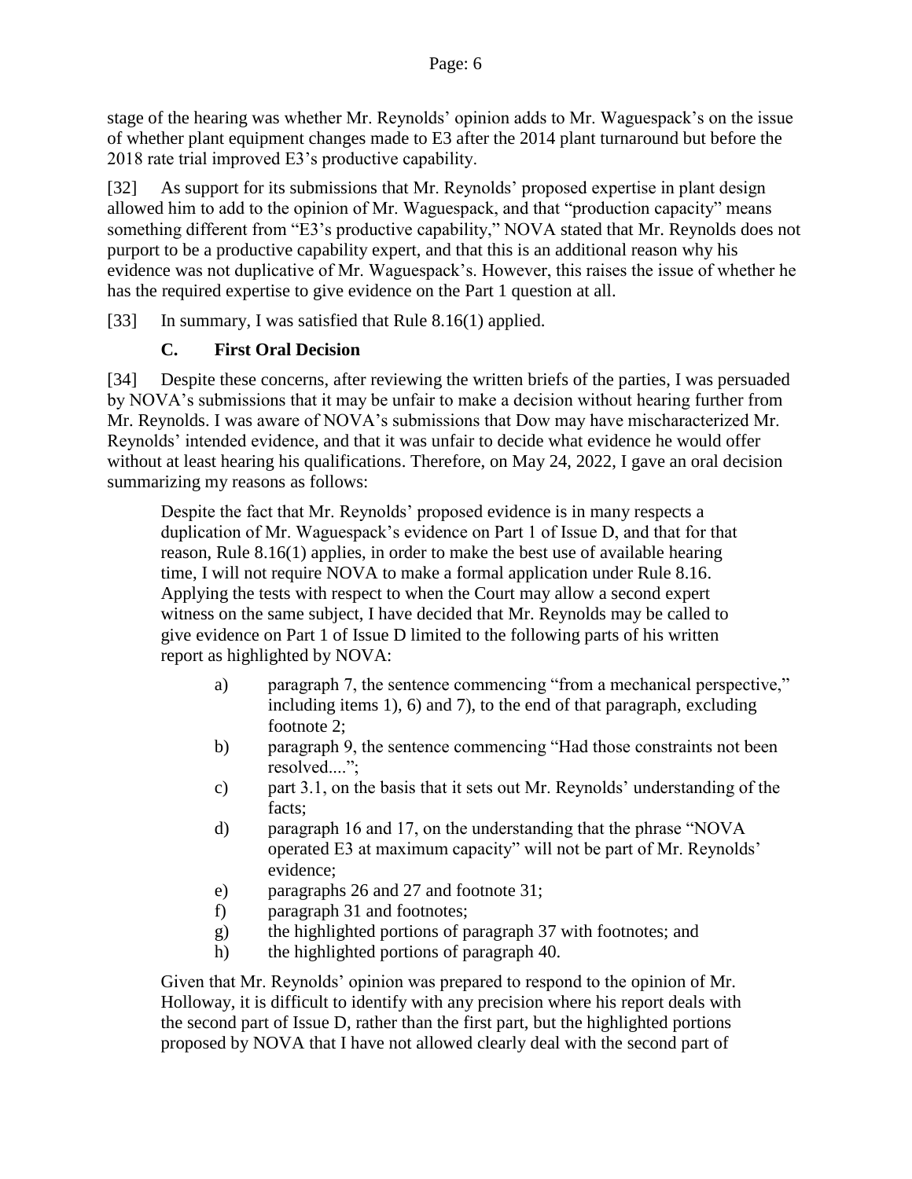stage of the hearing was whether Mr. Reynolds' opinion adds to Mr. Waguespack's on the issue of whether plant equipment changes made to E3 after the 2014 plant turnaround but before the 2018 rate trial improved E3's productive capability.

[32] As support for its submissions that Mr. Reynolds' proposed expertise in plant design allowed him to add to the opinion of Mr. Waguespack, and that "production capacity" means something different from "E3's productive capability," NOVA stated that Mr. Reynolds does not purport to be a productive capability expert, and that this is an additional reason why his evidence was not duplicative of Mr. Waguespack's. However, this raises the issue of whether he has the required expertise to give evidence on the Part 1 question at all.

[33] In summary, I was satisfied that Rule 8.16(1) applied.

### C. First Oral Decision

[34] Despite these concerns, after reviewing the written briefs of the parties, I was persuaded by NOVA's submissions that it may be unfair to make a decision without hearing further from Mr. Reynolds. I was aware of NOVA's submissions that Dow may have mischaracterized Mr. Reynolds' intended evidence, and that it was unfair to decide what evidence he would offer without at least hearing his qualifications. Therefore, on May 24, 2022, I gave an oral decision summarizing my reasons as follows:

> Despite the fact that Mr. Reynolds' proposed evidence is in many respects a duplication of Mr. Waguespack's evidence on Part 1 of Issue D, and that for that reason, Rule 8.16(1) applies, in order to make the best use of available hearing time, I will not require NOVA to make a formal application under Rule 8.16. Applying the tests with respect to when the Court may allow a second expert witness on the same subject, I have decided that Mr. Reynolds may be called to give evidence on Part 1 of Issue D limited to the following parts of his written report as highlighted by NOVA:
>
> a) paragraph 7, the sentence commencing "from a mechanical perspective," including items 1), 6) and 7), to the end of that paragraph, excluding footnote 2;
> b) paragraph 9, the sentence commencing "Had those constraints not been resolved....";
> c) part 3.1, on the basis that it sets out Mr. Reynolds' understanding of the facts;
> d) paragraph 16 and 17, on the understanding that the phrase "NOVA operated E3 at maximum capacity" will not be part of Mr. Reynolds' evidence;
> e) paragraphs 26 and 27 and footnote 31;
> f) paragraph 31 and footnotes;
> g) the highlighted portions of paragraph 37 with footnotes; and
> h) the highlighted portions of paragraph 40.
>
> Given that Mr. Reynolds' opinion was prepared to respond to the opinion of Mr. Holloway, it is difficult to identify with any precision where his report deals with the second part of Issue D, rather than the first part, but the highlighted portions proposed by NOVA that I have not allowed clearly deal with the second part of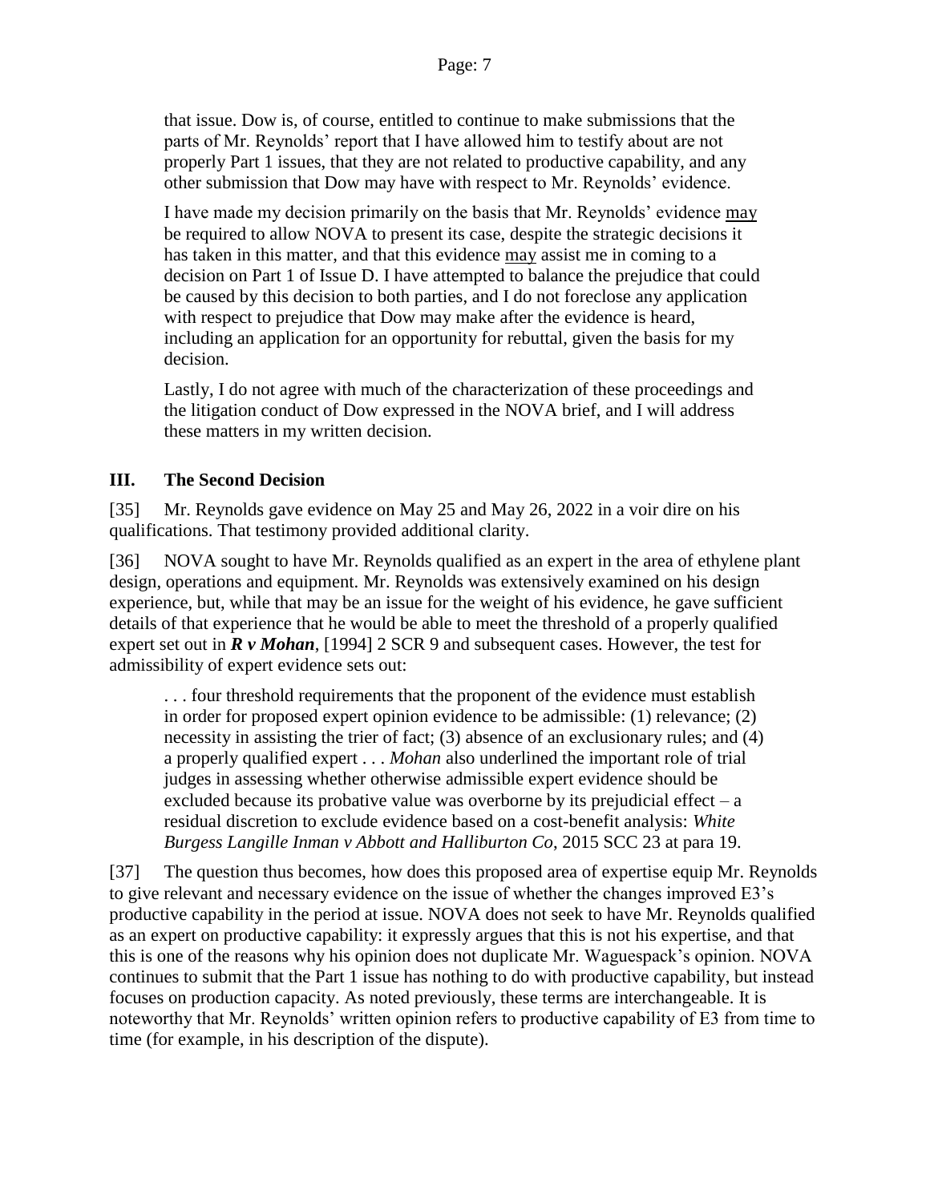that issue. Dow is, of course, entitled to continue to make submissions that the parts of Mr. Reynolds' report that I have allowed him to testify about are not properly Part 1 issues, that they are not related to productive capability, and any other submission that Dow may have with respect to Mr. Reynolds' evidence.

> I have made my decision primarily on the basis that Mr. Reynolds' evidence <u>may</u> be required to allow NOVA to present its case, despite the strategic decisions it has taken in this matter, and that this evidence <u>may</u> assist me in coming to a decision on Part 1 of Issue D. I have attempted to balance the prejudice that could be caused by this decision to both parties, and I do not foreclose any application with respect to prejudice that Dow may make after the evidence is heard, including an application for an opportunity for rebuttal, given the basis for my decision.
>
> Lastly, I do not agree with much of the characterization of these proceedings and the litigation conduct of Dow expressed in the NOVA brief, and I will address these matters in my written decision.

## III. The Second Decision

[35] Mr. Reynolds gave evidence on May 25 and May 26, 2022 in a voir dire on his qualifications. That testimony provided additional clarity.

[36] NOVA sought to have Mr. Reynolds qualified as an expert in the area of ethylene plant design, operations and equipment. Mr. Reynolds was extensively examined on his design experience, but, while that may be an issue for the weight of his evidence, he gave sufficient details of that experience that he would be able to meet the threshold of a properly qualified expert set out in ***R v Mohan***, [1994] 2 SCR 9 and subsequent cases. However, the test for admissibility of expert evidence sets out:

> . . . four threshold requirements that the proponent of the evidence must establish in order for proposed expert opinion evidence to be admissible: (1) relevance; (2) necessity in assisting the trier of fact; (3) absence of an exclusionary rules; and (4) a properly qualified expert . . . *Mohan* also underlined the important role of trial judges in assessing whether otherwise admissible expert evidence should be excluded because its probative value was overborne by its prejudicial effect – a residual discretion to exclude evidence based on a cost-benefit analysis: *White Burgess Langille Inman v Abbott and Halliburton Co*, 2015 SCC 23 at para 19.

[37] The question thus becomes, how does this proposed area of expertise equip Mr. Reynolds to give relevant and necessary evidence on the issue of whether the changes improved E3's productive capability in the period at issue. NOVA does not seek to have Mr. Reynolds qualified as an expert on productive capability: it expressly argues that this is not his expertise, and that this is one of the reasons why his opinion does not duplicate Mr. Waguespack's opinion. NOVA continues to submit that the Part 1 issue has nothing to do with productive capability, but instead focuses on production capacity. As noted previously, these terms are interchangeable. It is noteworthy that Mr. Reynolds' written opinion refers to productive capability of E3 from time to time (for example, in his description of the dispute).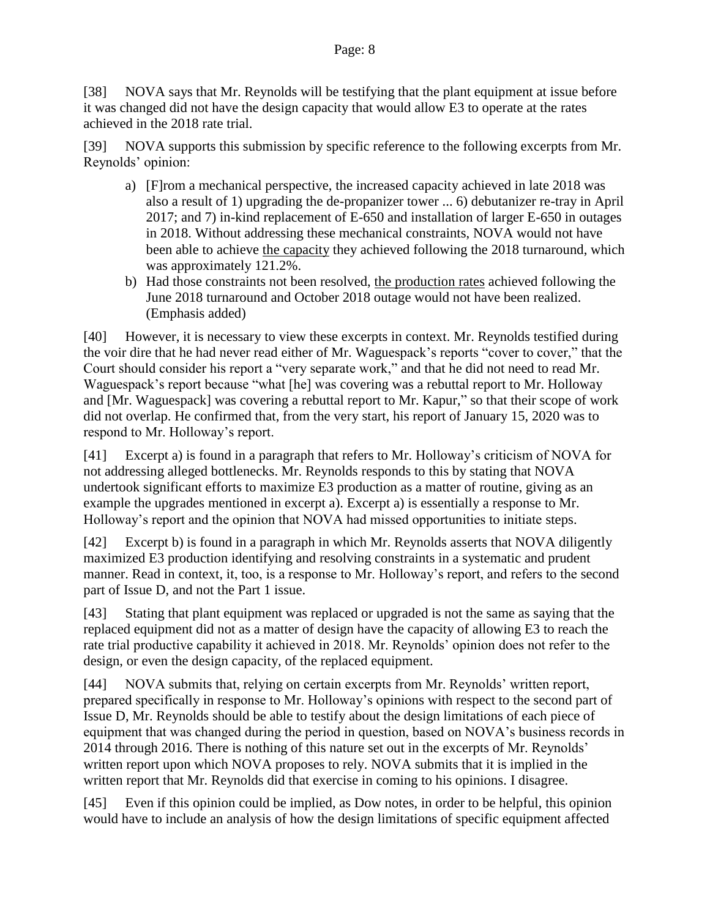[38] NOVA says that Mr. Reynolds will be testifying that the plant equipment at issue before it was changed did not have the design capacity that would allow E3 to operate at the rates achieved in the 2018 rate trial.

[39] NOVA supports this submission by specific reference to the following excerpts from Mr. Reynolds' opinion:

a) [F]rom a mechanical perspective, the increased capacity achieved in late 2018 was also a result of 1) upgrading the de-propanizer tower ... 6) debutanizer re-tray in April 2017; and 7) in-kind replacement of E-650 and installation of larger E-650 in outages in 2018. Without addressing these mechanical constraints, NOVA would not have been able to achieve <u>the capacity</u> they achieved following the 2018 turnaround, which was approximately 121.2%.

b) Had those constraints not been resolved, <u>the production rates</u> achieved following the June 2018 turnaround and October 2018 outage would not have been realized. (Emphasis added)

[40] However, it is necessary to view these excerpts in context. Mr. Reynolds testified during the voir dire that he had never read either of Mr. Waguespack's reports "cover to cover," that the Court should consider his report a "very separate work," and that he did not need to read Mr. Waguespack's report because "what [he] was covering was a rebuttal report to Mr. Holloway and [Mr. Waguespack] was covering a rebuttal report to Mr. Kapur," so that their scope of work did not overlap. He confirmed that, from the very start, his report of January 15, 2020 was to respond to Mr. Holloway's report.

[41] Excerpt a) is found in a paragraph that refers to Mr. Holloway's criticism of NOVA for not addressing alleged bottlenecks. Mr. Reynolds responds to this by stating that NOVA undertook significant efforts to maximize E3 production as a matter of routine, giving as an example the upgrades mentioned in excerpt a). Excerpt a) is essentially a response to Mr. Holloway's report and the opinion that NOVA had missed opportunities to initiate steps.

[42] Excerpt b) is found in a paragraph in which Mr. Reynolds asserts that NOVA diligently maximized E3 production identifying and resolving constraints in a systematic and prudent manner. Read in context, it, too, is a response to Mr. Holloway's report, and refers to the second part of Issue D, and not the Part 1 issue.

[43] Stating that plant equipment was replaced or upgraded is not the same as saying that the replaced equipment did not as a matter of design have the capacity of allowing E3 to reach the rate trial productive capability it achieved in 2018. Mr. Reynolds' opinion does not refer to the design, or even the design capacity, of the replaced equipment.

[44] NOVA submits that, relying on certain excerpts from Mr. Reynolds' written report, prepared specifically in response to Mr. Holloway's opinions with respect to the second part of Issue D, Mr. Reynolds should be able to testify about the design limitations of each piece of equipment that was changed during the period in question, based on NOVA's business records in 2014 through 2016. There is nothing of this nature set out in the excerpts of Mr. Reynolds' written report upon which NOVA proposes to rely. NOVA submits that it is implied in the written report that Mr. Reynolds did that exercise in coming to his opinions. I disagree.

[45] Even if this opinion could be implied, as Dow notes, in order to be helpful, this opinion would have to include an analysis of how the design limitations of specific equipment affected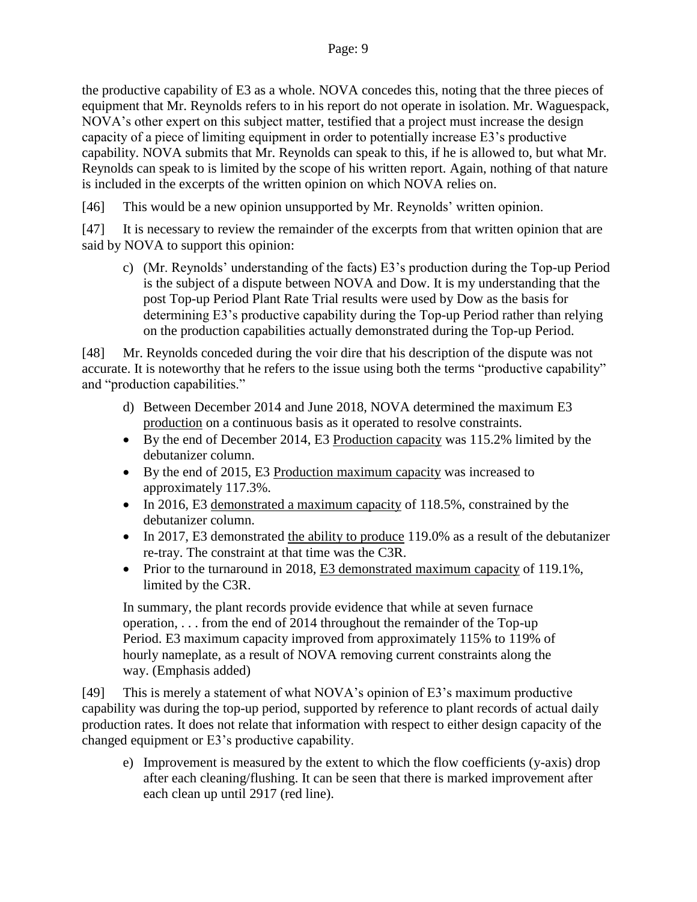the productive capability of E3 as a whole. NOVA concedes this, noting that the three pieces of equipment that Mr. Reynolds refers to in his report do not operate in isolation. Mr. Waguespack, NOVA's other expert on this subject matter, testified that a project must increase the design capacity of a piece of limiting equipment in order to potentially increase E3's productive capability. NOVA submits that Mr. Reynolds can speak to this, if he is allowed to, but what Mr. Reynolds can speak to is limited by the scope of his written report. Again, nothing of that nature is included in the excerpts of the written opinion on which NOVA relies on.

[46] This would be a new opinion unsupported by Mr. Reynolds' written opinion.

[47] It is necessary to review the remainder of the excerpts from that written opinion that are said by NOVA to support this opinion:

> c) (Mr. Reynolds' understanding of the facts) E3's production during the Top-up Period is the subject of a dispute between NOVA and Dow. It is my understanding that the post Top-up Period Plant Rate Trial results were used by Dow as the basis for determining E3's productive capability during the Top-up Period rather than relying on the production capabilities actually demonstrated during the Top-up Period.

[48] Mr. Reynolds conceded during the voir dire that his description of the dispute was not accurate. It is noteworthy that he refers to the issue using both the terms "productive capability" and "production capabilities."

> d) Between December 2014 and June 2018, NOVA determined the maximum E3 <u>production</u> on a continuous basis as it operated to resolve constraints.
>
> - By the end of December 2014, E3 <u>Production capacity</u> was 115.2% limited by the debutanizer column.
> - By the end of 2015, E3 <u>Production maximum capacity</u> was increased to approximately 117.3%.
> - In 2016, E3 <u>demonstrated a maximum capacity</u> of 118.5%, constrained by the debutanizer column.
> - In 2017, E3 demonstrated <u>the ability to produce</u> 119.0% as a result of the debutanizer re-tray. The constraint at that time was the C3R.
> - Prior to the turnaround in 2018, <u>E3 demonstrated maximum capacity</u> of 119.1%, limited by the C3R.
>
> In summary, the plant records provide evidence that while at seven furnace operation, . . . from the end of 2014 throughout the remainder of the Top-up Period. E3 maximum capacity improved from approximately 115% to 119% of hourly nameplate, as a result of NOVA removing current constraints along the way. (Emphasis added)

[49] This is merely a statement of what NOVA's opinion of E3's maximum productive capability was during the top-up period, supported by reference to plant records of actual daily production rates. It does not relate that information with respect to either design capacity of the changed equipment or E3's productive capability.

> e) Improvement is measured by the extent to which the flow coefficients (y-axis) drop after each cleaning/flushing. It can be seen that there is marked improvement after each clean up until 2917 (red line).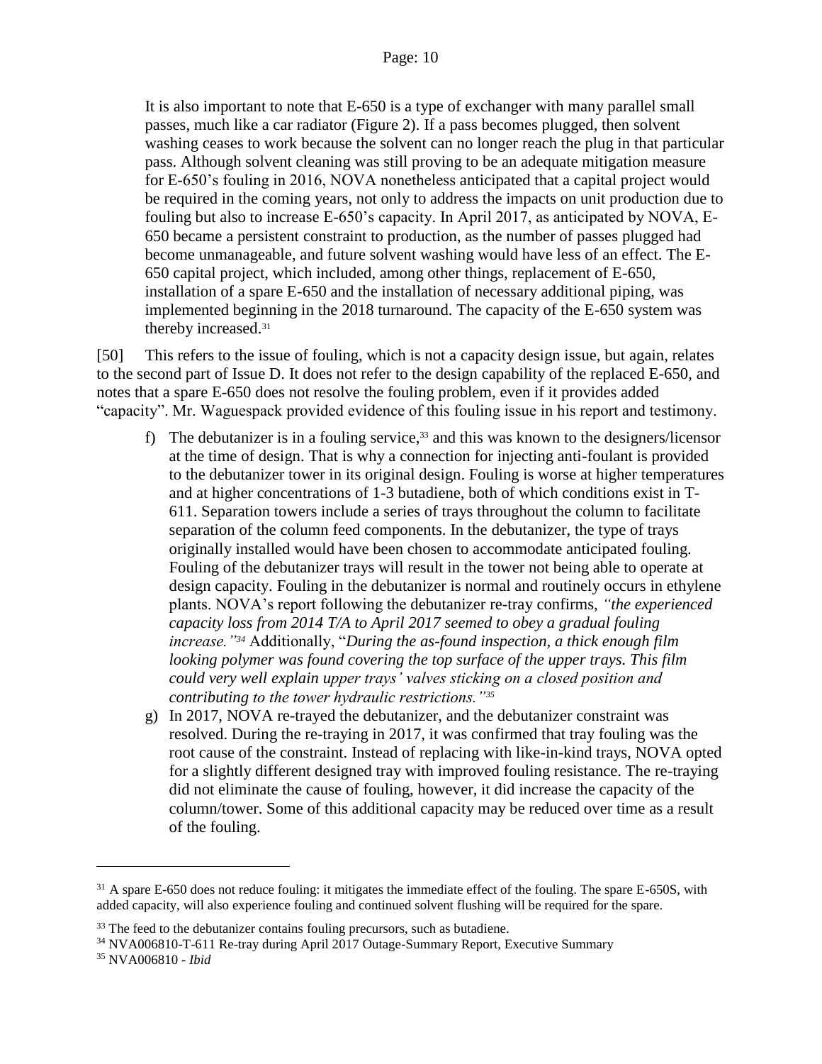> It is also important to note that E-650 is a type of exchanger with many parallel small passes, much like a car radiator (Figure 2). If a pass becomes plugged, then solvent washing ceases to work because the solvent can no longer reach the plug in that particular pass. Although solvent cleaning was still proving to be an adequate mitigation measure for E-650's fouling in 2016, NOVA nonetheless anticipated that a capital project would be required in the coming years, not only to address the impacts on unit production due to fouling but also to increase E-650's capacity. In April 2017, as anticipated by NOVA, E-650 became a persistent constraint to production, as the number of passes plugged had become unmanageable, and future solvent washing would have less of an effect. The E-650 capital project, which included, among other things, replacement of E-650, installation of a spare E-650 and the installation of necessary additional piping, was implemented beginning in the 2018 turnaround. The capacity of the E-650 system was thereby increased.[31]

[50] This refers to the issue of fouling, which is not a capacity design issue, but again, relates to the second part of Issue D. It does not refer to the design capability of the replaced E-650, and notes that a spare E-650 does not resolve the fouling problem, even if it provides added "capacity". Mr. Waguespack provided evidence of this fouling issue in his report and testimony.

> f) The debutanizer is in a fouling service,[33] and this was known to the designers/licensor at the time of design. That is why a connection for injecting anti-foulant is provided to the debutanizer tower in its original design. Fouling is worse at higher temperatures and at higher concentrations of 1-3 butadiene, both of which conditions exist in T-611. Separation towers include a series of trays throughout the column to facilitate separation of the column feed components. In the debutanizer, the type of trays originally installed would have been chosen to accommodate anticipated fouling. Fouling of the debutanizer trays will result in the tower not being able to operate at design capacity. Fouling in the debutanizer is normal and routinely occurs in ethylene plants. NOVA's report following the debutanizer re-tray confirms, *"the experienced capacity loss from 2014 T/A to April 2017 seemed to obey a gradual fouling increase."*[34] Additionally, "*During the as-found inspection, a thick enough film looking polymer was found covering the top surface of the upper trays. This film could very well explain upper trays' valves sticking on a closed position and contributing to the tower hydraulic restrictions."*[35]
>
> g) In 2017, NOVA re-trayed the debutanizer, and the debutanizer constraint was resolved. During the re-traying in 2017, it was confirmed that tray fouling was the root cause of the constraint. Instead of replacing with like-in-kind trays, NOVA opted for a slightly different designed tray with improved fouling resistance. The re-traying did not eliminate the cause of fouling, however, it did increase the capacity of the column/tower. Some of this additional capacity may be reduced over time as a result of the fouling.

---

[31] A spare E-650 does not reduce fouling: it mitigates the immediate effect of the fouling. The spare E-650S, with added capacity, will also experience fouling and continued solvent flushing will be required for the spare.

[33] The feed to the debutanizer contains fouling precursors, such as butadiene.

[34] NVA006810-T-611 Re-tray during April 2017 Outage-Summary Report, Executive Summary

[35] NVA006810 - *Ibid*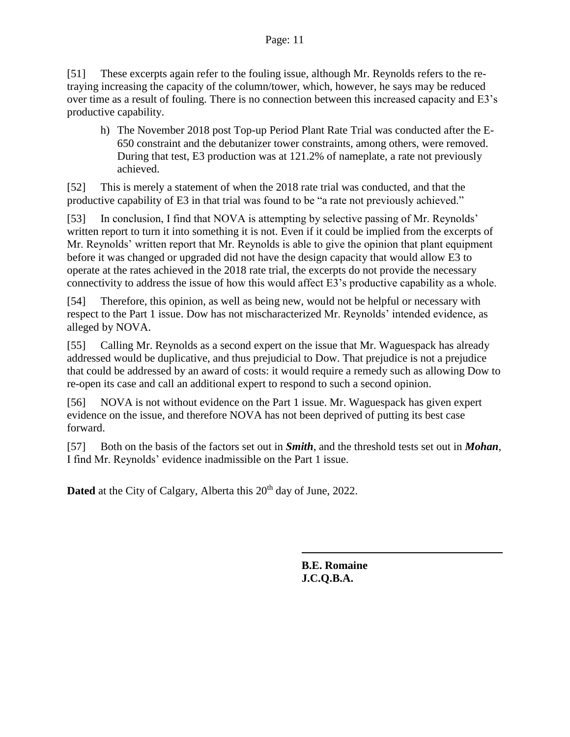[51] These excerpts again refer to the fouling issue, although Mr. Reynolds refers to the re-traying increasing the capacity of the column/tower, which, however, he says may be reduced over time as a result of fouling. There is no connection between this increased capacity and E3's productive capability.

> h) The November 2018 post Top-up Period Plant Rate Trial was conducted after the E-650 constraint and the debutanizer tower constraints, among others, were removed. During that test, E3 production was at 121.2% of nameplate, a rate not previously achieved.

[52] This is merely a statement of when the 2018 rate trial was conducted, and that the productive capability of E3 in that trial was found to be "a rate not previously achieved."

[53] In conclusion, I find that NOVA is attempting by selective passing of Mr. Reynolds' written report to turn it into something it is not. Even if it could be implied from the excerpts of Mr. Reynolds' written report that Mr. Reynolds is able to give the opinion that plant equipment before it was changed or upgraded did not have the design capacity that would allow E3 to operate at the rates achieved in the 2018 rate trial, the excerpts do not provide the necessary connectivity to address the issue of how this would affect E3's productive capability as a whole.

[54] Therefore, this opinion, as well as being new, would not be helpful or necessary with respect to the Part 1 issue. Dow has not mischaracterized Mr. Reynolds' intended evidence, as alleged by NOVA.

[55] Calling Mr. Reynolds as a second expert on the issue that Mr. Waguespack has already addressed would be duplicative, and thus prejudicial to Dow. That prejudice is not a prejudice that could be addressed by an award of costs: it would require a remedy such as allowing Dow to re-open its case and call an additional expert to respond to such a second opinion.

[56] NOVA is not without evidence on the Part 1 issue. Mr. Waguespack has given expert evidence on the issue, and therefore NOVA has not been deprived of putting its best case forward.

[57] Both on the basis of the factors set out in ***Smith***, and the threshold tests set out in ***Mohan***, I find Mr. Reynolds' evidence inadmissible on the Part 1 issue.

**Dated** at the City of Calgary, Alberta this 20th day of June, 2022.

**B.E. Romaine**
**J.C.Q.B.A.**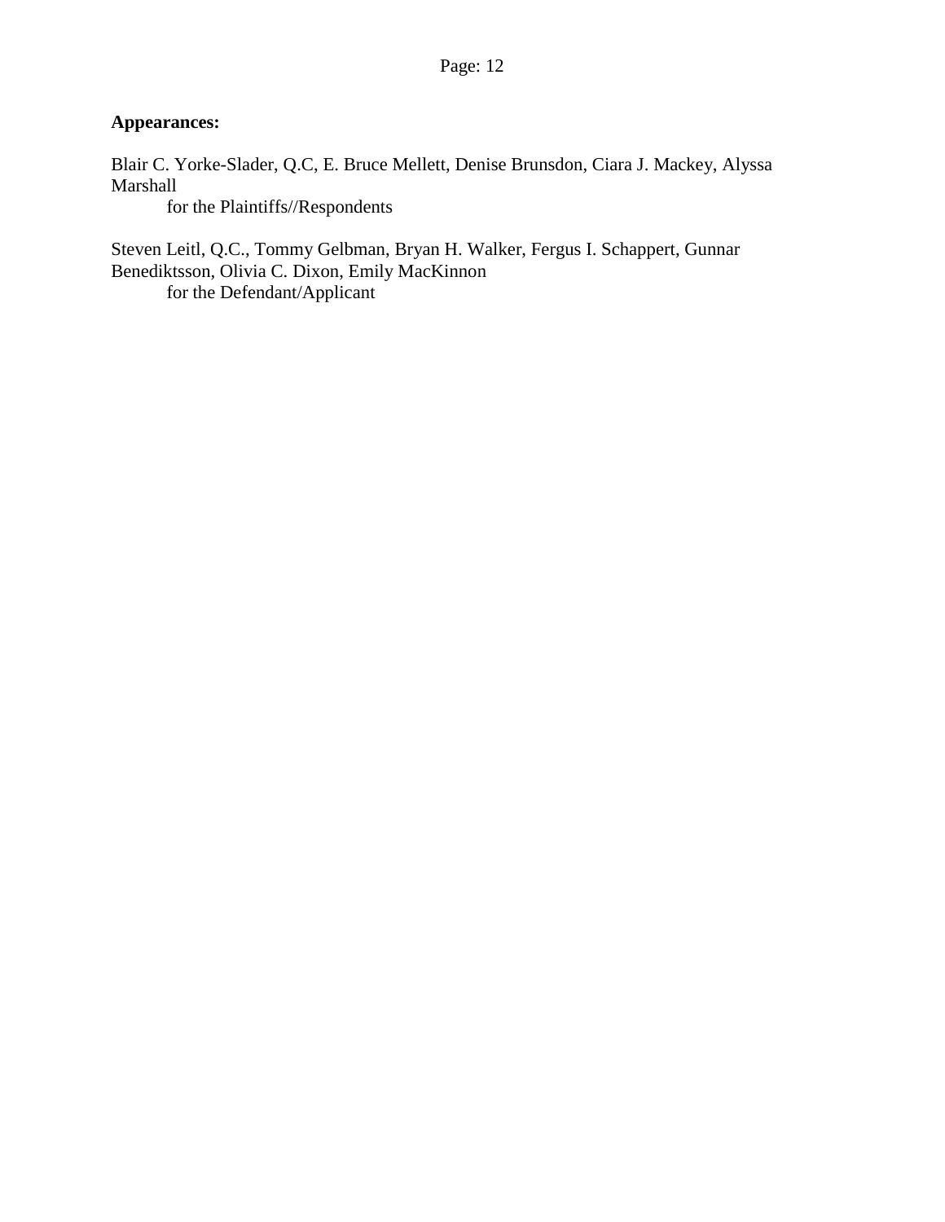**Appearances:**

Blair C. Yorke-Slader, Q.C, E. Bruce Mellett, Denise Brunsdon, Ciara J. Mackey, Alyssa Marshall
for the Plaintiffs//Respondents

Steven Leitl, Q.C., Tommy Gelbman, Bryan H. Walker, Fergus I. Schappert, Gunnar Benediktsson, Olivia C. Dixon, Emily MacKinnon
for the Defendant/Applicant